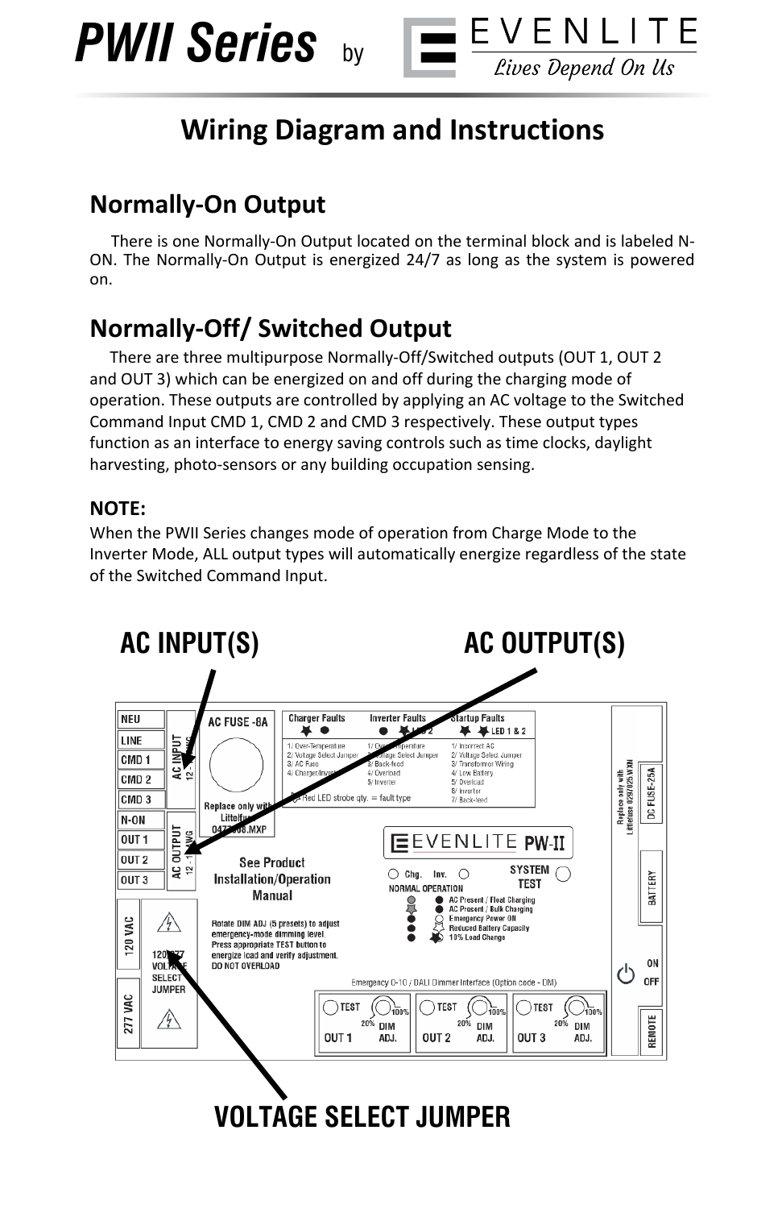# PWII Series by EVENLITE

*Lives Depend On Us*

## Wiring Diagram and Instructions

### Normally-On Output

There is one Normally-On Output located on the terminal block and is labeled N-ON. The Normally-On Output is energized 24/7 as long as the system is powered on.

### Normally-Off/ Switched Output

There are three multipurpose Normally-Off/Switched outputs (OUT 1, OUT 2 and OUT 3) which can be energized on and off during the charging mode of operation. These outputs are controlled by applying an AC voltage to the Switched Command Input CMD 1, CMD 2 and CMD 3 respectively. These output types function as an interface to energy saving controls such as time clocks, daylight harvesting, photo-sensors or any building occupation sensing.

**NOTE:**
When the PWII Series changes mode of operation from Charge Mode to the Inverter Mode, ALL output types will automatically energize regardless of the state of the Switched Command Input.

AC INPUT(S)

AC OUTPUT(S)

VOLTAGE SELECT JUMPER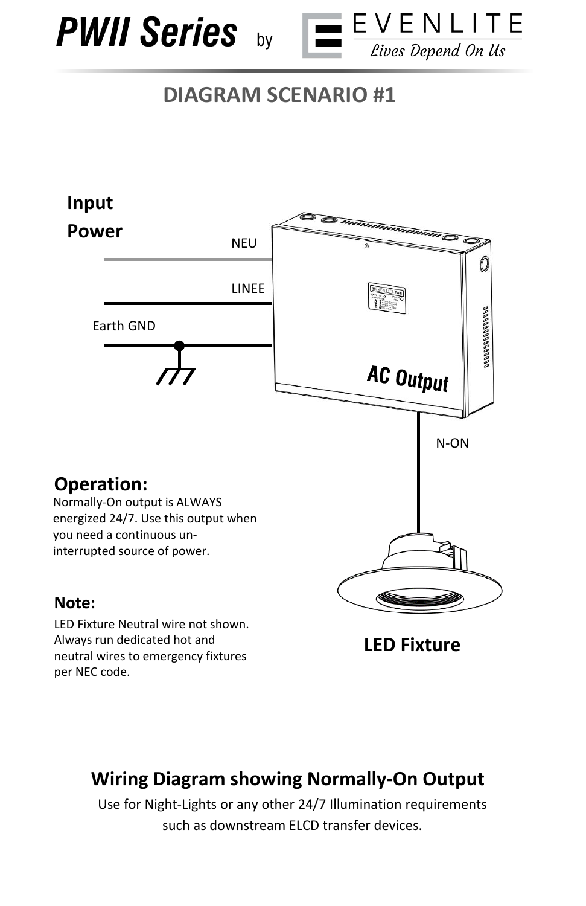# PWII Series by EVENLITE

*Lives Depend On Us*

## DIAGRAM SCENARIO #1

**Input Power**

NEU

LINEE

Earth GND

AC Output

N-ON

### Operation:

Normally-On output is ALWAYS energized 24/7. Use this output when you need a continuous un-interrupted source of power.

### Note:

LED Fixture Neutral wire not shown. Always run dedicated hot and neutral wires to emergency fixtures per NEC code.

**LED Fixture**

## Wiring Diagram showing Normally-On Output

Use for Night-Lights or any other 24/7 Illumination requirements such as downstream ELCD transfer devices.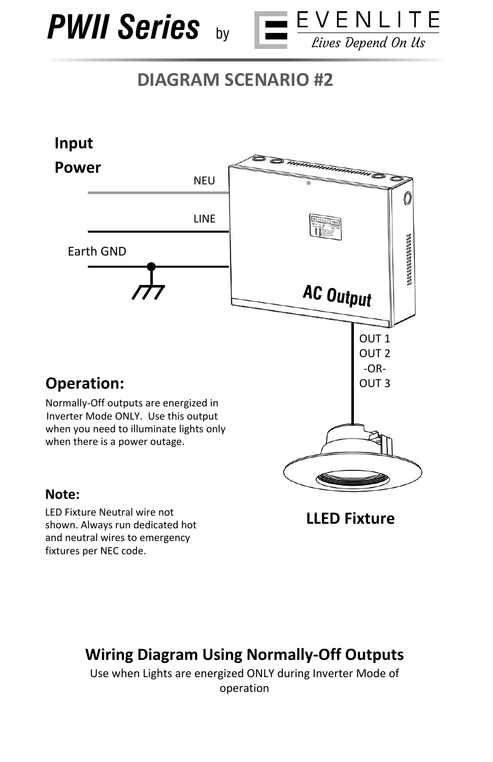# PWII Series by EVENLITE

Lives Depend On Us

## DIAGRAM SCENARIO #2

**Input Power**

NEU

LINE

Earth GND

AC Output

OUT 1
OUT 2
-OR-
OUT 3

**LLED Fixture**

### Operation:

Normally-Off outputs are energized in Inverter Mode ONLY. Use this output when you need to illuminate lights only when there is a power outage.

### Note:

LED Fixture Neutral wire not shown. Always run dedicated hot and neutral wires to emergency fixtures per NEC code.

## Wiring Diagram Using Normally-Off Outputs

Use when Lights are energized ONLY during Inverter Mode of operation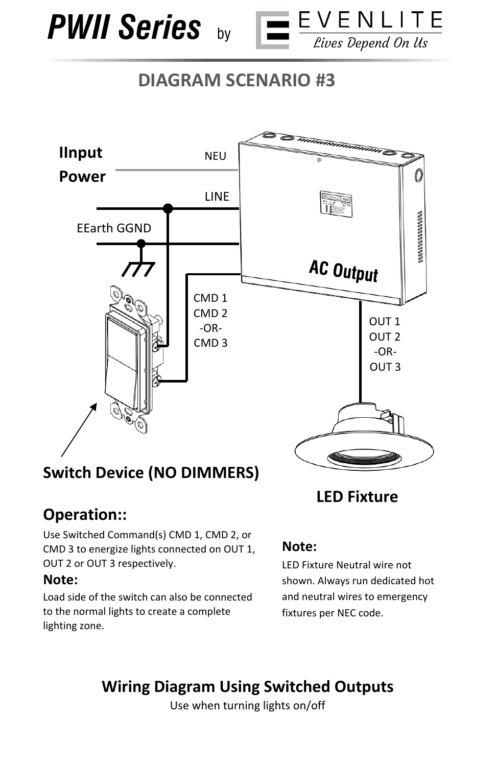# PWII Series by EVENLITE

*Lives Depend On Us*

## DIAGRAM SCENARIO #3

IInput Power

NEU

LINE

EEarth GGND

CMD 1
CMD 2
-OR-
CMD 3

AC Output

OUT 1
OUT 2
-OR-
OUT 3

**Switch Device (NO DIMMERS)**

**LED Fixture**

### Operation::

Use Switched Command(s) CMD 1, CMD 2, or CMD 3 to energize lights connected on OUT 1, OUT 2 or OUT 3 respectively.

**Note:**

Load side of the switch can also be connected to the normal lights to create a complete lighting zone.

**Note:**

LED Fixture Neutral wire not shown. Always run dedicated hot and neutral wires to emergency fixtures per NEC code.

## Wiring Diagram Using Switched Outputs

Use when turning lights on/off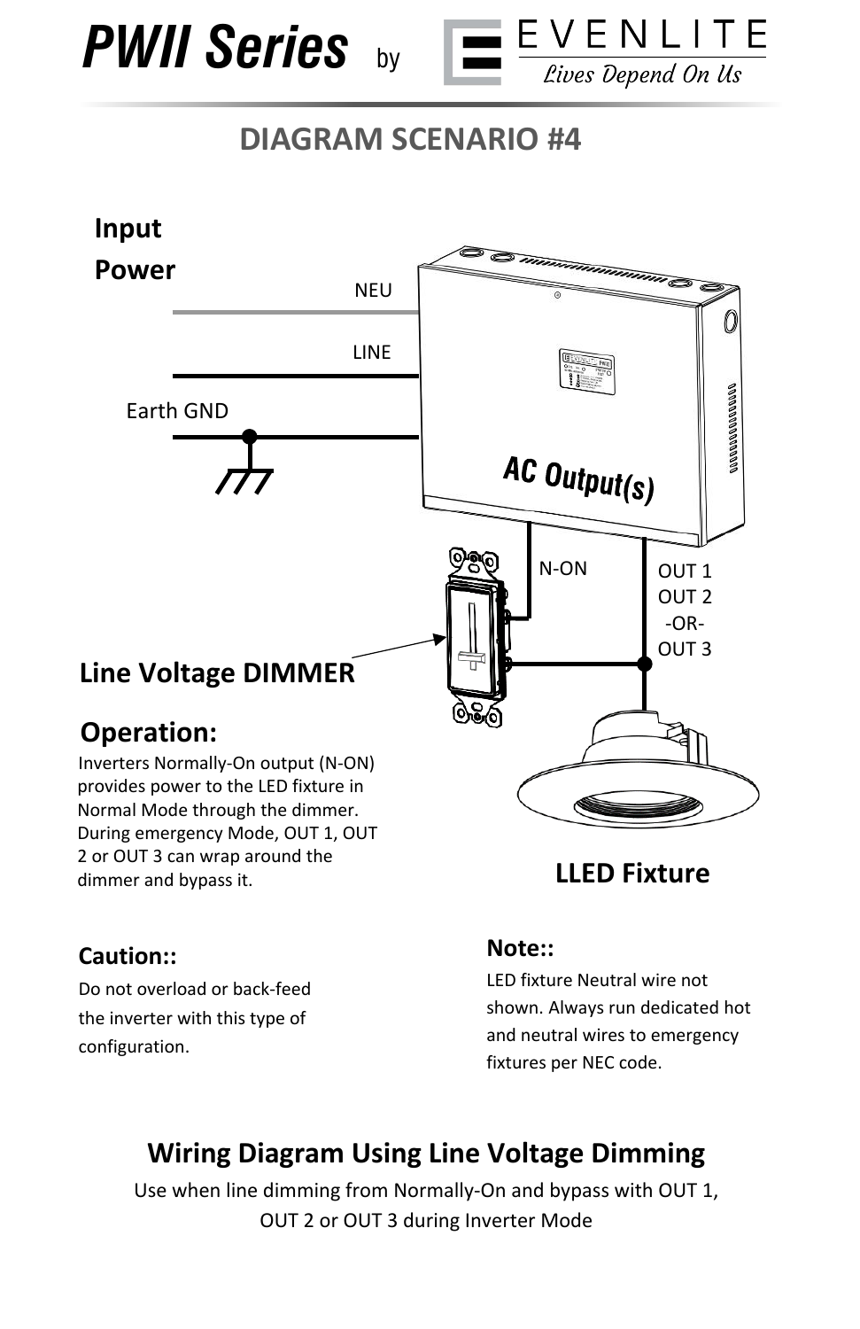# PWII Series by EVENLITE

*Lives Depend On Us*

## DIAGRAM SCENARIO #4

**Input Power**

NEU

LINE

Earth GND

AC Output(s)

N-ON

OUT 1
OUT 2
-OR-
OUT 3

**Line Voltage DIMMER**

**LLED Fixture**

### Operation:

Inverters Normally-On output (N-ON) provides power to the LED fixture in Normal Mode through the dimmer. During emergency Mode, OUT 1, OUT 2 or OUT 3 can wrap around the dimmer and bypass it.

### Caution::

Do not overload or back-feed the inverter with this type of configuration.

### Note::

LED fixture Neutral wire not shown. Always run dedicated hot and neutral wires to emergency fixtures per NEC code.

## Wiring Diagram Using Line Voltage Dimming

Use when line dimming from Normally-On and bypass with OUT 1, OUT 2 or OUT 3 during Inverter Mode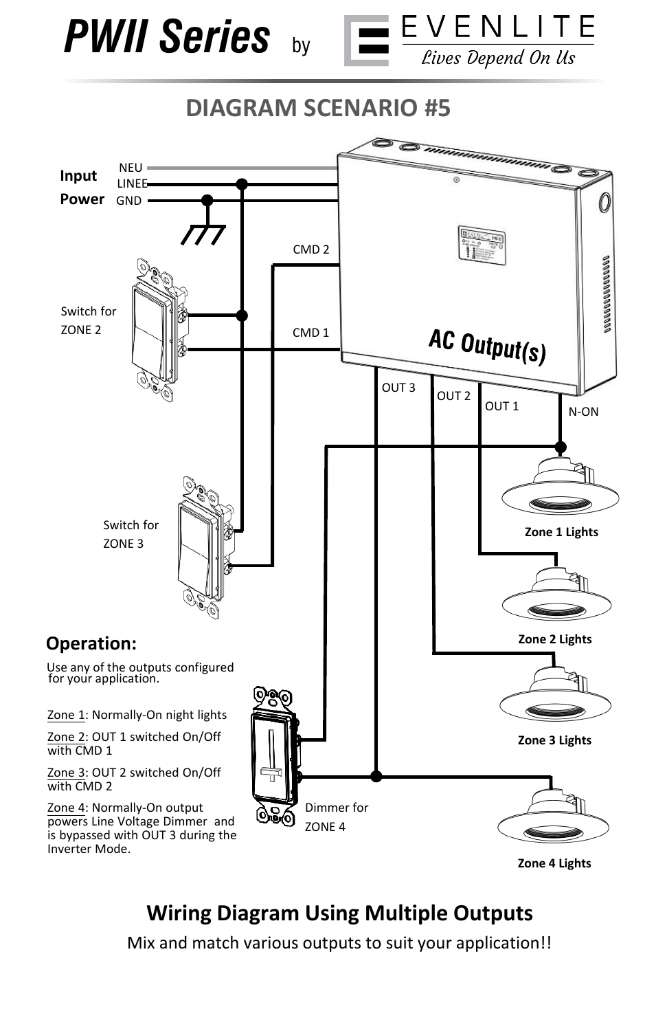# PWII Series by EVENLITE

*Lives Depend On Us*

## DIAGRAM SCENARIO #5

**Input Power**

NEU
LINE
GND

CMD 2

CMD 1

Switch for ZONE 2

Switch for ZONE 3

AC Output(s)

OUT 3

OUT 2

OUT 1

N-ON

**Zone 1 Lights**

**Zone 2 Lights**

**Zone 3 Lights**

**Zone 4 Lights**

Dimmer for ZONE 4

### Operation:

Use any of the outputs configured for your application.

Zone 1: Normally-On night lights

Zone 2: OUT 1 switched On/Off with CMD 1

Zone 3: OUT 2 switched On/Off with CMD 2

Zone 4: Normally-On output powers Line Voltage Dimmer and is bypassed with OUT 3 during the Inverter Mode.

## Wiring Diagram Using Multiple Outputs

Mix and match various outputs to suit your application!!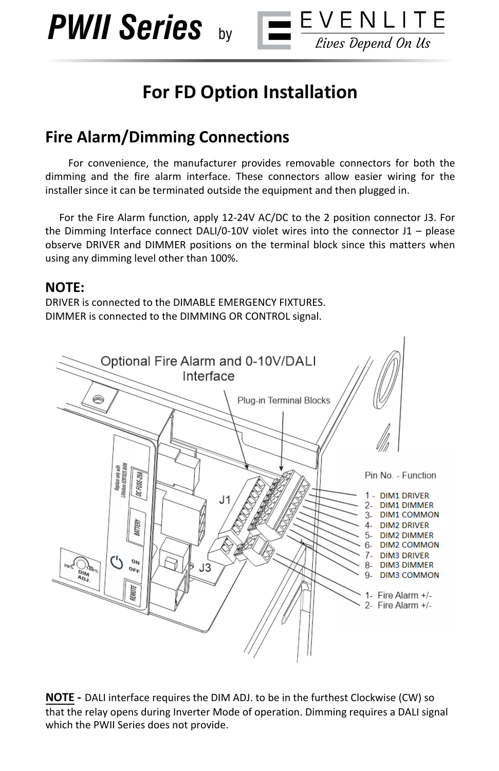# For FD Option Installation

## Fire Alarm/Dimming Connections

For convenience, the manufacturer provides removable connectors for both the dimming and the fire alarm interface. These connectors allow easier wiring for the installer since it can be terminated outside the equipment and then plugged in.

For the Fire Alarm function, apply 12-24V AC/DC to the 2 position connector J3. For the Dimming Interface connect DALI/0-10V violet wires into the connector J1 – please observe DRIVER and DIMMER positions on the terminal block since this matters when using any dimming level other than 100%.

### NOTE:

DRIVER is connected to the DIMABLE EMERGENCY FIXTURES.
DIMMER is connected to the DIMMING OR CONTROL signal.

Optional Fire Alarm and 0-10V/DALI Interface

Plug-in Terminal Blocks

J1

J3

Pin No. - Function

1 - DIM1 DRIVER
2- DIM1 DIMMER
3- DIM1 COMMON
4- DIM2 DRIVER
5- DIM2 DIMMER
6- DIM2 COMMON
7- DIM3 DRIVER
8- DIM3 DIMMER
9- DIM3 COMMON

1- Fire Alarm +/-
2- Fire Alarm +/-

**NOTE -** DALI interface requires the DIM ADJ. to be in the furthest Clockwise (CW) so that the relay opens during Inverter Mode of operation. Dimming requires a DALI signal which the PWII Series does not provide.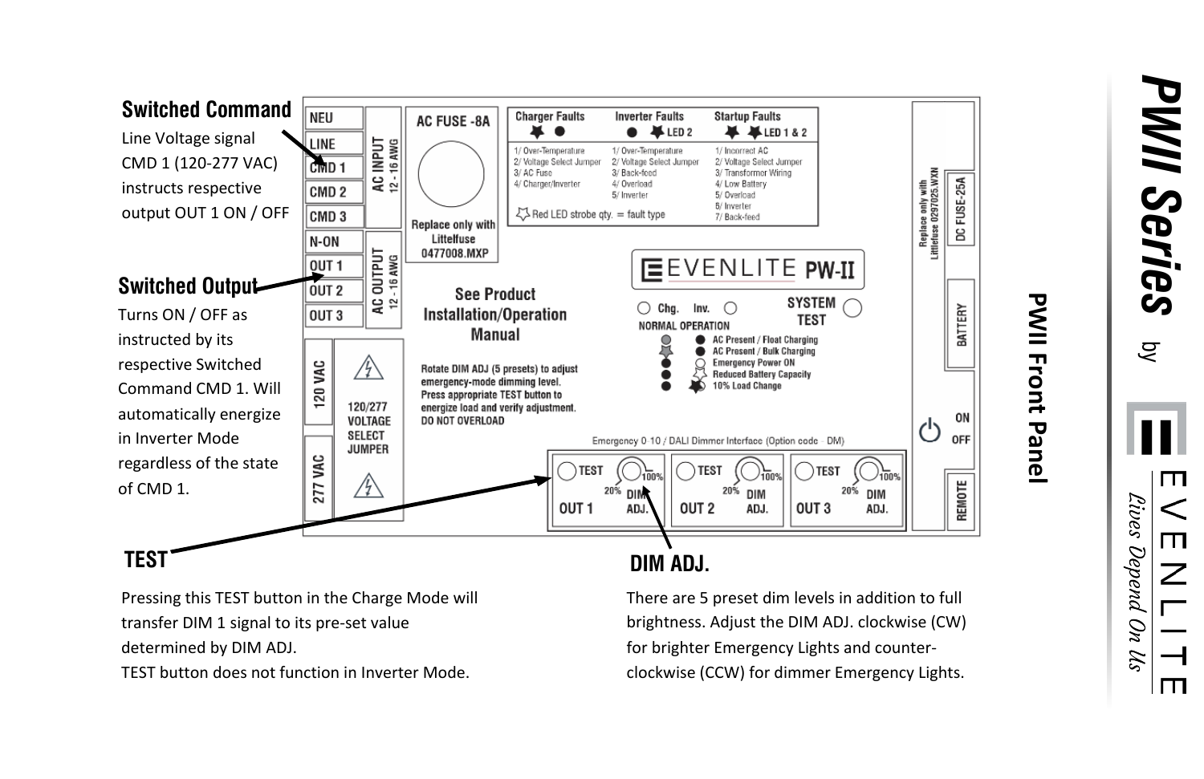## PWII Front Panel

### Switched Command

Line Voltage signal CMD 1 (120-277 VAC) instructs respective output OUT 1 ON / OFF

### Switched Output

Turns ON / OFF as instructed by its respective Switched Command CMD 1. Will automatically energize in Inverter Mode regardless of the state of CMD 1.

NEU
LINE
CMD 1
CMD 2
CMD 3
N-ON
OUT 1
OUT 2
OUT 3

AC INPUT 12 - 16 AWG

AC OUTPUT 12 - 16 AWG

120 VAC

277 VAC

120/277 VOLTAGE SELECT JUMPER

AC FUSE -8A

Replace only with Littelfuse 0477008.MXP

See Product Installation/Operation Manual

Rotate DIM ADJ (5 presets) to adjust emergency-mode dimming level. Press appropriate TEST button to energize load and verify adjustment. DO NOT OVERLOAD

| Charger Faults | Inverter Faults | Startup Faults |
|---|---|---|
| 1/ Over-Temperature | 1/ Over-Temperature | 1/ Incorrect AC |
| 2/ Voltage Select Jumper | 2/ Voltage Select Jumper | 2/ Voltage Select Jumper |
| 3/ AC Fuse | 3/ Back-feed | 3/ Transformer Wiring |
| 4/ Charger/Inverter | 4/ Overload | 4/ Low Battery |
| | 5/ Inverter | 5/ Overload |
| | | 6/ Inverter |
| | | 7/ Back-feed |

LED 2 — LED 1 & 2

Red LED strobe qty. = fault type

EVENLITE PW-II

Chg. Inv. SYSTEM TEST

NORMAL OPERATION

- AC Present / Float Charging
- AC Present / Bulk Charging
- Emergency Power ON
- Reduced Battery Capacity
- 10% Load Change

Emergency 0-10 / DALI Dimmer Interface (Option code - DM)

TEST — 20% DIM ADJ. 100% — OUT 1

TEST — 20% DIM ADJ. 100% — OUT 2

TEST — 20% DIM ADJ. 100% — OUT 3

Replace only with Littelfuse 0297025.WXN

DC FUSE-25A

BATTERY

ON OFF

REMOTE

### TEST

Pressing this TEST button in the Charge Mode will transfer DIM 1 signal to its pre-set value determined by DIM ADJ.

TEST button does not function in Inverter Mode.

### DIM ADJ.

There are 5 preset dim levels in addition to full brightness. Adjust the DIM ADJ. clockwise (CW) for brighter Emergency Lights and counter-clockwise (CCW) for dimmer Emergency Lights.

**PWII Series** by EVENLITE *Lives Depend On Us*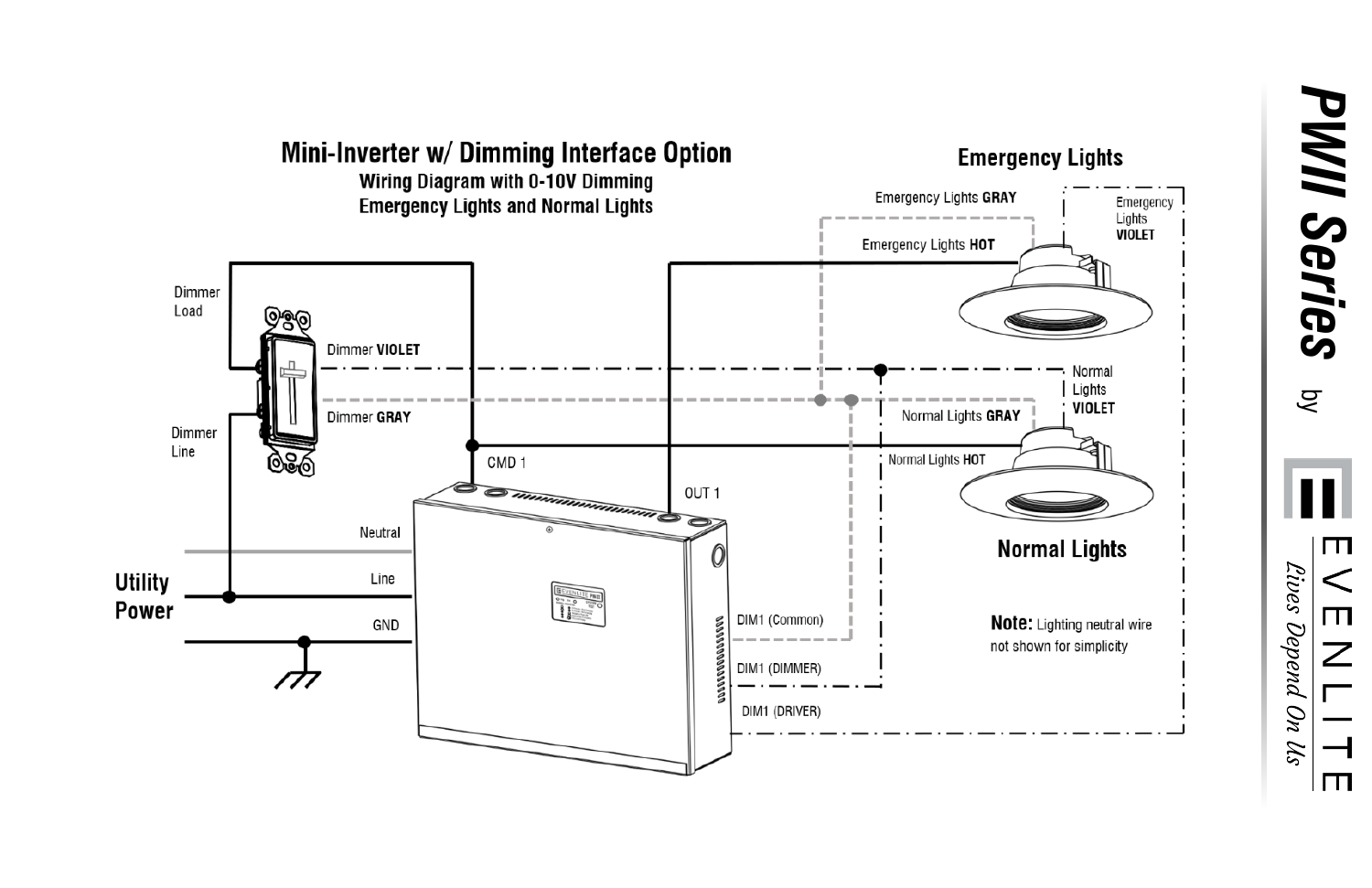## Mini-Inverter w/ Dimming Interface Option

**Wiring Diagram with 0-10V Dimming**
**Emergency Lights and Normal Lights**

Emergency Lights

Emergency Lights **GRAY**

Emergency Lights **VIOLET**

Emergency Lights **HOT**

Dimmer Load

Dimmer **VIOLET**

Normal Lights **VIOLET**

Dimmer **GRAY**

Normal Lights **GRAY**

Dimmer Line

Normal Lights **HOT**

CMD 1

OUT 1

Normal Lights

Neutral

Utility Power

Line

GND

DIM1 (Common)

DIM1 (DIMMER)

DIM1 (DRIVER)

**Note:** Lighting neutral wire not shown for simplicity

**PWII Series** by EVENLITE *Lives Depend On Us*